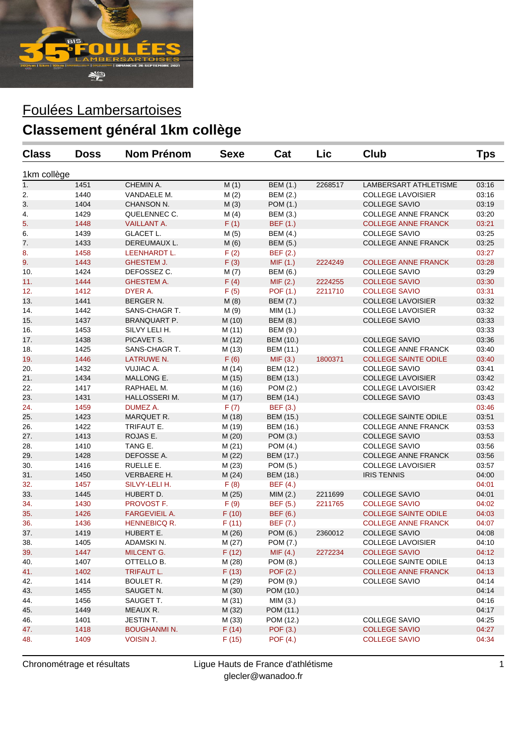# Foulées Lambersartoises

## Classement général 1km collège

| Class | Doss | Nom Prénom | Sexe | Cat | Lic | Club | Tps |
|---|---|---|---|---|---|---|---|
| 1km collège | | | | | | | |
| 1. | 1451 | CHEMIN A. | M (1) | BEM (1.) | 2268517 | LAMBERSART ATHLETISME | 03:16 |
| 2. | 1440 | VANDAELE M. | M (2) | BEM (2.) | | COLLEGE LAVOISIER | 03:16 |
| 3. | 1404 | CHANSON N. | M (3) | POM (1.) | | COLLEGE SAVIO | 03:19 |
| 4. | 1429 | QUELENNEC C. | M (4) | BEM (3.) | | COLLEGE ANNE FRANCK | 03:20 |
| 5. | 1448 | VAILLANT A. | F (1) | BEF (1.) | | COLLEGE ANNE FRANCK | 03:21 |
| 6. | 1439 | GLACET L. | M (5) | BEM (4.) | | COLLEGE SAVIO | 03:25 |
| 7. | 1433 | DEREUMAUX L. | M (6) | BEM (5.) | | COLLEGE ANNE FRANCK | 03:25 |
| 8. | 1458 | LEENHARDT L. | F (2) | BEF (2.) | | | 03:27 |
| 9. | 1443 | GHESTEM J. | F (3) | MIF (1.) | 2224249 | COLLEGE ANNE FRANCK | 03:28 |
| 10. | 1424 | DEFOSSEZ C. | M (7) | BEM (6.) | | COLLEGE SAVIO | 03:29 |
| 11. | 1444 | GHESTEM A. | F (4) | MIF (2.) | 2224255 | COLLEGE SAVIO | 03:30 |
| 12. | 1412 | DYER A. | F (5) | POF (1.) | 2211710 | COLLEGE SAVIO | 03:31 |
| 13. | 1441 | BERGER N. | M (8) | BEM (7.) | | COLLEGE LAVOISIER | 03:32 |
| 14. | 1442 | SANS-CHAGR T. | M (9) | MIM (1.) | | COLLEGE LAVOISIER | 03:32 |
| 15. | 1437 | BRANQUART P. | M (10) | BEM (8.) | | COLLEGE SAVIO | 03:33 |
| 16. | 1453 | SILVY LELI H. | M (11) | BEM (9.) | | | 03:33 |
| 17. | 1438 | PICAVET S. | M (12) | BEM (10.) | | COLLEGE SAVIO | 03:36 |
| 18. | 1425 | SANS-CHAGR T. | M (13) | BEM (11.) | | COLLEGE ANNE FRANCK | 03:40 |
| 19. | 1446 | LATRUWE N. | F (6) | MIF (3.) | 1800371 | COLLEGE SAINTE ODILE | 03:40 |
| 20. | 1432 | VUJIAC A. | M (14) | BEM (12.) | | COLLEGE SAVIO | 03:41 |
| 21. | 1434 | MALLONG E. | M (15) | BEM (13.) | | COLLEGE LAVOISIER | 03:42 |
| 22. | 1417 | RAPHAEL M. | M (16) | POM (2.) | | COLLEGE LAVOISIER | 03:42 |
| 23. | 1431 | HALLOSSERI M. | M (17) | BEM (14.) | | COLLEGE SAVIO | 03:43 |
| 24. | 1459 | DUMEZ A. | F (7) | BEF (3.) | | | 03:46 |
| 25. | 1423 | MARQUET R. | M (18) | BEM (15.) | | COLLEGE SAINTE ODILE | 03:51 |
| 26. | 1422 | TRIFAUT E. | M (19) | BEM (16.) | | COLLEGE ANNE FRANCK | 03:53 |
| 27. | 1413 | ROJAS E. | M (20) | POM (3.) | | COLLEGE SAVIO | 03:53 |
| 28. | 1410 | TANG E. | M (21) | POM (4.) | | COLLEGE SAVIO | 03:56 |
| 29. | 1428 | DEFOSSE A. | M (22) | BEM (17.) | | COLLEGE ANNE FRANCK | 03:56 |
| 30. | 1416 | RUELLE E. | M (23) | POM (5.) | | COLLEGE LAVOISIER | 03:57 |
| 31. | 1450 | VERBAERE H. | M (24) | BEM (18.) | | IRIS TENNIS | 04:00 |
| 32. | 1457 | SILVY-LELI H. | F (8) | BEF (4.) | | | 04:01 |
| 33. | 1445 | HUBERT D. | M (25) | MIM (2.) | 2211699 | COLLEGE SAVIO | 04:01 |
| 34. | 1430 | PROVOST F. | F (9) | BEF (5.) | 2211765 | COLLEGE SAVIO | 04:02 |
| 35. | 1426 | FARGEVIEIL A. | F (10) | BEF (6.) | | COLLEGE SAINTE ODILE | 04:03 |
| 36. | 1436 | HENNEBICQ R. | F (11) | BEF (7.) | | COLLEGE ANNE FRANCK | 04:07 |
| 37. | 1419 | HUBERT E. | M (26) | POM (6.) | 2360012 | COLLEGE SAVIO | 04:08 |
| 38. | 1405 | ADAMSKI N. | M (27) | POM (7.) | | COLLEGE LAVOISIER | 04:10 |
| 39. | 1447 | MILCENT G. | F (12) | MIF (4.) | 2272234 | COLLEGE SAVIO | 04:12 |
| 40. | 1407 | OTTELLO B. | M (28) | POM (8.) | | COLLEGE SAINTE ODILE | 04:13 |
| 41. | 1402 | TRIFAUT L. | F (13) | POF (2.) | | COLLEGE ANNE FRANCK | 04:13 |
| 42. | 1414 | BOULET R. | M (29) | POM (9.) | | COLLEGE SAVIO | 04:14 |
| 43. | 1455 | SAUGET N. | M (30) | POM (10.) | | | 04:14 |
| 44. | 1456 | SAUGET T. | M (31) | MIM (3.) | | | 04:16 |
| 45. | 1449 | MEAUX R. | M (32) | POM (11.) | | | 04:17 |
| 46. | 1401 | JESTIN T. | M (33) | POM (12.) | | COLLEGE SAVIO | 04:25 |
| 47. | 1418 | BOUGHANMI N. | F (14) | POF (3.) | | COLLEGE SAVIO | 04:27 |
| 48. | 1409 | VOISIN J. | F (15) | POF (4.) | | COLLEGE SAVIO | 04:34 |

Chronométrage et résultats — Ligue Hauts de France d'athlétisme — glecler@wanadoo.fr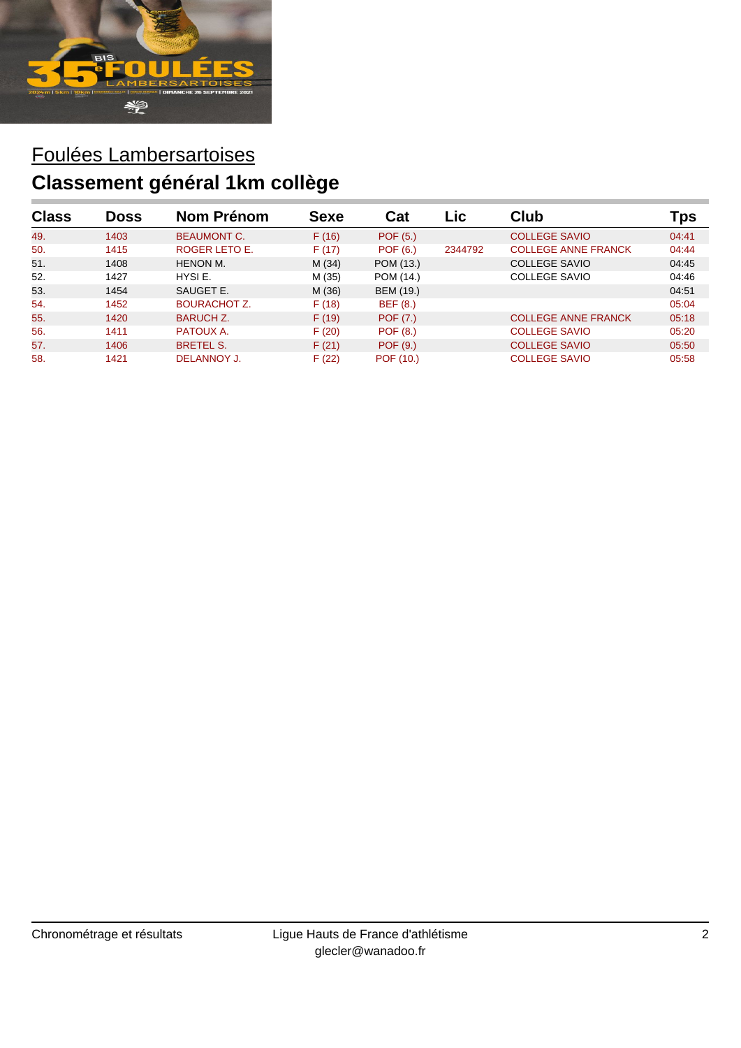# Foulées Lambersartoises

## Classement général 1km collège

| Class | Doss | Nom Prénom | Sexe | Cat | Lic | Club | Tps |
|---|---|---|---|---|---|---|---|
| 49. | 1403 | BEAUMONT C. | F (16) | POF (5.) | | COLLEGE SAVIO | 04:41 |
| 50. | 1415 | ROGER LETO E. | F (17) | POF (6.) | 2344792 | COLLEGE ANNE FRANCK | 04:44 |
| 51. | 1408 | HENON M. | M (34) | POM (13.) | | COLLEGE SAVIO | 04:45 |
| 52. | 1427 | HYSI E. | M (35) | POM (14.) | | COLLEGE SAVIO | 04:46 |
| 53. | 1454 | SAUGET E. | M (36) | BEM (19.) | | | 04:51 |
| 54. | 1452 | BOURACHOT Z. | F (18) | BEF (8.) | | | 05:04 |
| 55. | 1420 | BARUCH Z. | F (19) | POF (7.) | | COLLEGE ANNE FRANCK | 05:18 |
| 56. | 1411 | PATOUX A. | F (20) | POF (8.) | | COLLEGE SAVIO | 05:20 |
| 57. | 1406 | BRETEL S. | F (21) | POF (9.) | | COLLEGE SAVIO | 05:50 |
| 58. | 1421 | DELANNOY J. | F (22) | POF (10.) | | COLLEGE SAVIO | 05:58 |

Chronométrage et résultats

Ligue Hauts de France d'athlétisme
glecler@wanadoo.fr